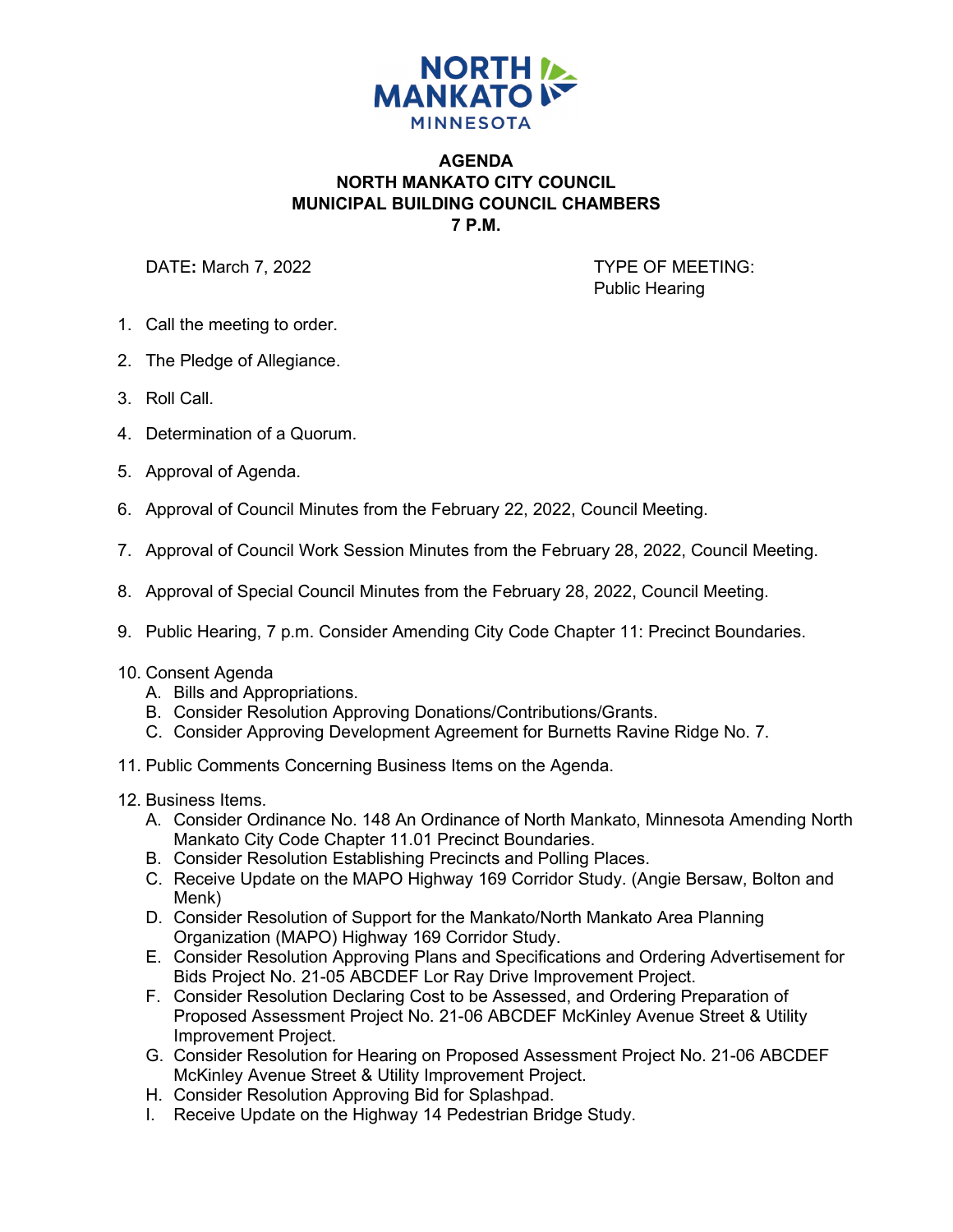NORTH MANKATO
MINNESOTA

# AGENDA
## NORTH MANKATO CITY COUNCIL
## MUNICIPAL BUILDING COUNCIL CHAMBERS
## 7 P.M.

DATE**:** March 7, 2022

TYPE OF MEETING:
Public Hearing

1. Call the meeting to order.
2. The Pledge of Allegiance.
3. Roll Call.
4. Determination of a Quorum.
5. Approval of Agenda.
6. Approval of Council Minutes from the February 22, 2022, Council Meeting.
7. Approval of Council Work Session Minutes from the February 28, 2022, Council Meeting.
8. Approval of Special Council Minutes from the February 28, 2022, Council Meeting.
9. Public Hearing, 7 p.m. Consider Amending City Code Chapter 11: Precinct Boundaries.
10. Consent Agenda
    A. Bills and Appropriations.
    B. Consider Resolution Approving Donations/Contributions/Grants.
    C. Consider Approving Development Agreement for Burnetts Ravine Ridge No. 7.
11. Public Comments Concerning Business Items on the Agenda.
12. Business Items.
    A. Consider Ordinance No. 148 An Ordinance of North Mankato, Minnesota Amending North Mankato City Code Chapter 11.01 Precinct Boundaries.
    B. Consider Resolution Establishing Precincts and Polling Places.
    C. Receive Update on the MAPO Highway 169 Corridor Study. (Angie Bersaw, Bolton and Menk)
    D. Consider Resolution of Support for the Mankato/North Mankato Area Planning Organization (MAPO) Highway 169 Corridor Study.
    E. Consider Resolution Approving Plans and Specifications and Ordering Advertisement for Bids Project No. 21-05 ABCDEF Lor Ray Drive Improvement Project.
    F. Consider Resolution Declaring Cost to be Assessed, and Ordering Preparation of Proposed Assessment Project No. 21-06 ABCDEF McKinley Avenue Street & Utility Improvement Project.
    G. Consider Resolution for Hearing on Proposed Assessment Project No. 21-06 ABCDEF McKinley Avenue Street & Utility Improvement Project.
    H. Consider Resolution Approving Bid for Splashpad.
    I. Receive Update on the Highway 14 Pedestrian Bridge Study.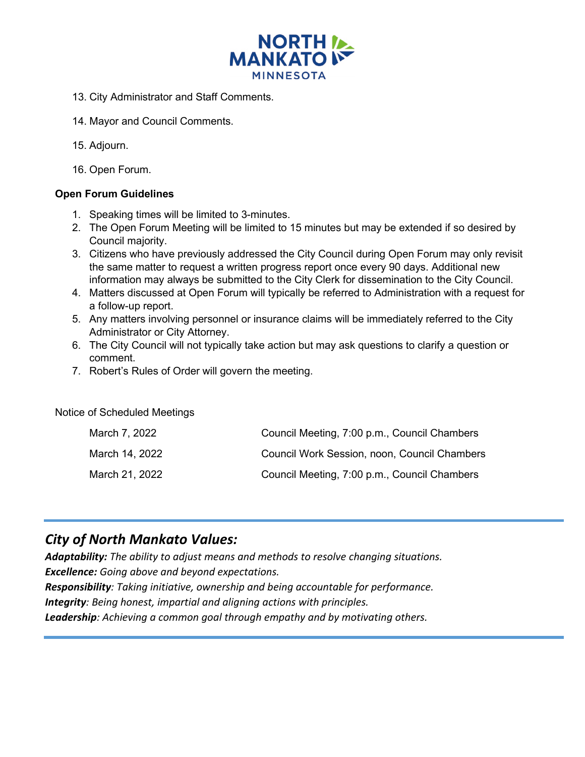NORTH MANKATO MINNESOTA

13. City Administrator and Staff Comments.

14. Mayor and Council Comments.

15. Adjourn.

16. Open Forum.

**Open Forum Guidelines**

1. Speaking times will be limited to 3-minutes.
2. The Open Forum Meeting will be limited to 15 minutes but may be extended if so desired by Council majority.
3. Citizens who have previously addressed the City Council during Open Forum may only revisit the same matter to request a written progress report once every 90 days. Additional new information may always be submitted to the City Clerk for dissemination to the City Council.
4. Matters discussed at Open Forum will typically be referred to Administration with a request for a follow-up report.
5. Any matters involving personnel or insurance claims will be immediately referred to the City Administrator or City Attorney.
6. The City Council will not typically take action but may ask questions to clarify a question or comment.
7. Robert's Rules of Order will govern the meeting.

Notice of Scheduled Meetings

| | |
|---|---|
| March 7, 2022 | Council Meeting, 7:00 p.m., Council Chambers |
| March 14, 2022 | Council Work Session, noon, Council Chambers |
| March 21, 2022 | Council Meeting, 7:00 p.m., Council Chambers |

## *City of North Mankato Values:*

***Adaptability:*** *The ability to adjust means and methods to resolve changing situations.*
***Excellence:*** *Going above and beyond expectations.*
***Responsibility****: Taking initiative, ownership and being accountable for performance.*
***Integrity****: Being honest, impartial and aligning actions with principles.*
***Leadership****: Achieving a common goal through empathy and by motivating others.*